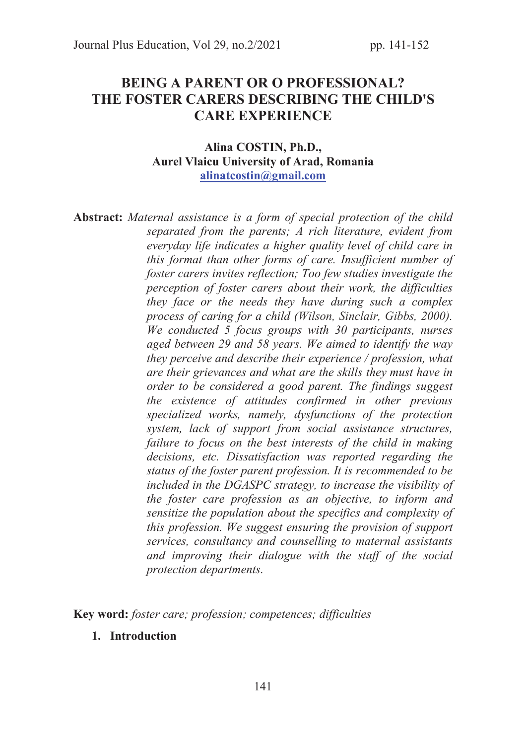# BEING A PARENT OR O PROFESSIONAL? THE FOSTER CARERS DESCRIBING THE CHILD'S CARE EXPERIENCE

**Alina COSTIN, Ph.D.,**
**Aurel Vlaicu University of Arad, Romania**
**alinatcostin@gmail.com**

**Abstract:** *Maternal assistance is a form of special protection of the child separated from the parents; A rich literature, evident from everyday life indicates a higher quality level of child care in this format than other forms of care. Insufficient number of foster carers invites reflection; Too few studies investigate the perception of foster carers about their work, the difficulties they face or the needs they have during such a complex process of caring for a child (Wilson, Sinclair, Gibbs, 2000). We conducted 5 focus groups with 30 participants, nurses aged between 29 and 58 years. We aimed to identify the way they perceive and describe their experience / profession, what are their grievances and what are the skills they must have in order to be considered a good parent. The findings suggest the existence of attitudes confirmed in other previous specialized works, namely, dysfunctions of the protection system, lack of support from social assistance structures, failure to focus on the best interests of the child in making decisions, etc. Dissatisfaction was reported regarding the status of the foster parent profession. It is recommended to be included in the DGASPC strategy, to increase the visibility of the foster care profession as an objective, to inform and sensitize the population about the specifics and complexity of this profession. We suggest ensuring the provision of support services, consultancy and counselling to maternal assistants and improving their dialogue with the staff of the social protection departments.*

**Key word:** *foster care; profession; competences; difficulties*

## 1. Introduction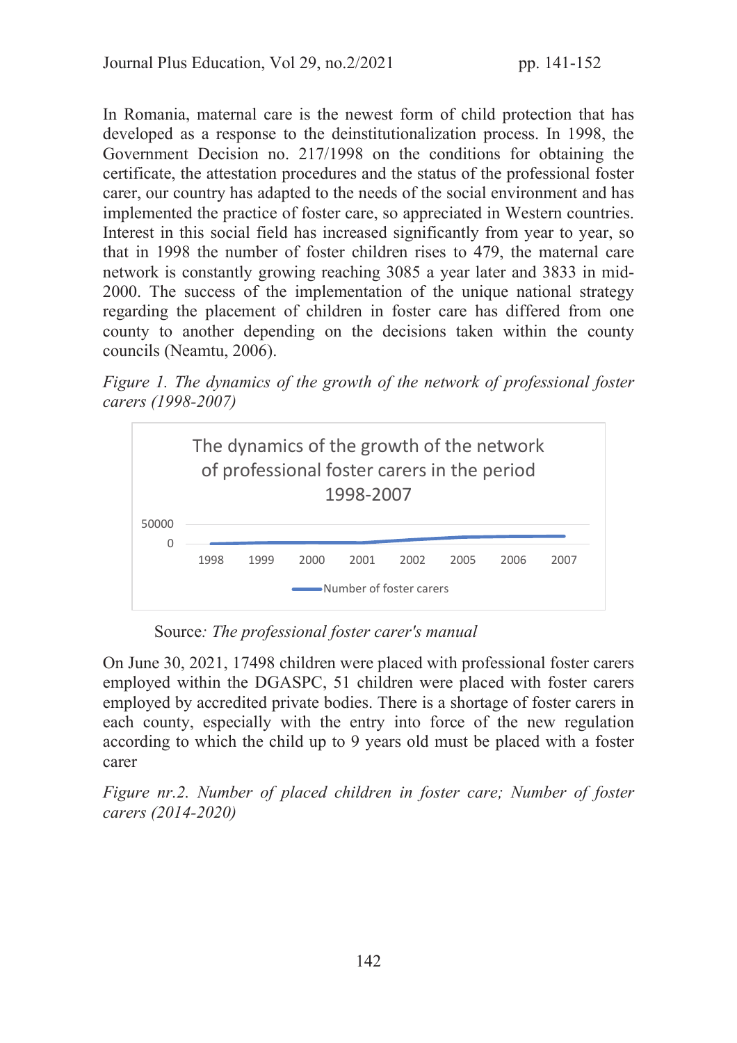In Romania, maternal care is the newest form of child protection that has developed as a response to the deinstitutionalization process. In 1998, the Government Decision no. 217/1998 on the conditions for obtaining the certificate, the attestation procedures and the status of the professional foster carer, our country has adapted to the needs of the social environment and has implemented the practice of foster care, so appreciated in Western countries. Interest in this social field has increased significantly from year to year, so that in 1998 the number of foster children rises to 479, the maternal care network is constantly growing reaching 3085 a year later and 3833 in mid-2000. The success of the implementation of the unique national strategy regarding the placement of children in foster care has differed from one county to another depending on the decisions taken within the county councils (Neamtu, 2006).

*Figure 1. The dynamics of the growth of the network of professional foster carers (1998-2007)*

The dynamics of the growth of the network of professional foster carers in the period 1998-2007

50000
0
1998 1999 2000 2001 2002 2005 2006 2007

Number of foster carers

Source*: The professional foster carer's manual*

On June 30, 2021, 17498 children were placed with professional foster carers employed within the DGASPC, 51 children were placed with foster carers employed by accredited private bodies. There is a shortage of foster carers in each county, especially with the entry into force of the new regulation according to which the child up to 9 years old must be placed with a foster carer

*Figure nr.2. Number of placed children in foster care; Number of foster carers (2014-2020)*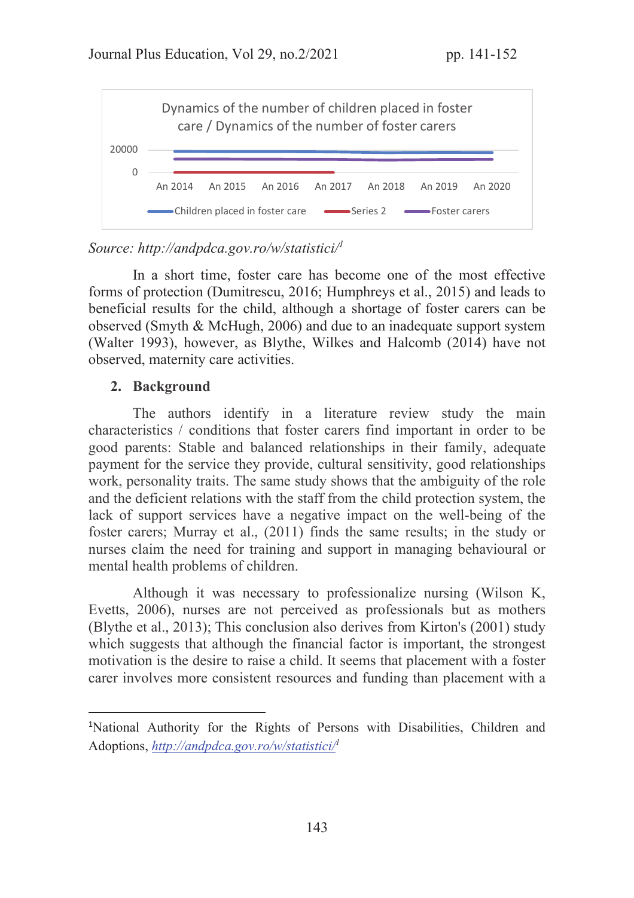Dynamics of the number of children placed in foster care / Dynamics of the number of foster carers

*Source: http://andpdca.gov.ro/w/statistici/*[1]

In a short time, foster care has become one of the most effective forms of protection (Dumitrescu, 2016; Humphreys et al., 2015) and leads to beneficial results for the child, although a shortage of foster carers can be observed (Smyth & McHugh, 2006) and due to an inadequate support system (Walter 1993), however, as Blythe, Wilkes and Halcomb (2014) have not observed, maternity care activities.

## 2. Background

The authors identify in a literature review study the main characteristics / conditions that foster carers find important in order to be good parents: Stable and balanced relationships in their family, adequate payment for the service they provide, cultural sensitivity, good relationships work, personality traits. The same study shows that the ambiguity of the role and the deficient relations with the staff from the child protection system, the lack of support services have a negative impact on the well-being of the foster carers; Murray et al., (2011) finds the same results; in the study or nurses claim the need for training and support in managing behavioural or mental health problems of children.

Although it was necessary to professionalize nursing (Wilson K, Evetts, 2006), nurses are not perceived as professionals but as mothers (Blythe et al., 2013); This conclusion also derives from Kirton's (2001) study which suggests that although the financial factor is important, the strongest motivation is the desire to raise a child. It seems that placement with a foster carer involves more consistent resources and funding than placement with a

---

[1] National Authority for the Rights of Persons with Disabilities, Children and Adoptions, *http://andpdca.gov.ro/w/statistici/*[1]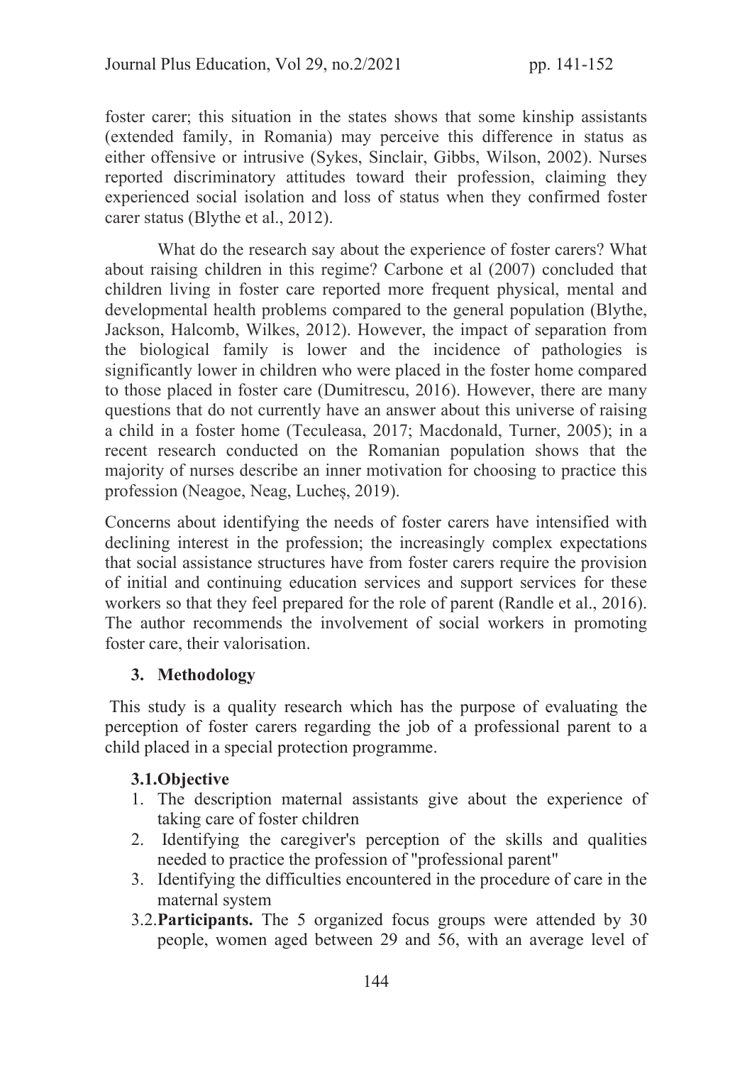foster carer; this situation in the states shows that some kinship assistants (extended family, in Romania) may perceive this difference in status as either offensive or intrusive (Sykes, Sinclair, Gibbs, Wilson, 2002). Nurses reported discriminatory attitudes toward their profession, claiming they experienced social isolation and loss of status when they confirmed foster carer status (Blythe et al., 2012).

What do the research say about the experience of foster carers? What about raising children in this regime? Carbone et al (2007) concluded that children living in foster care reported more frequent physical, mental and developmental health problems compared to the general population (Blythe, Jackson, Halcomb, Wilkes, 2012). However, the impact of separation from the biological family is lower and the incidence of pathologies is significantly lower in children who were placed in the foster home compared to those placed in foster care (Dumitrescu, 2016). However, there are many questions that do not currently have an answer about this universe of raising a child in a foster home (Teculeasa, 2017; Macdonald, Turner, 2005); in a recent research conducted on the Romanian population shows that the majority of nurses describe an inner motivation for choosing to practice this profession (Neagoe, Neag, Lucheș, 2019).

Concerns about identifying the needs of foster carers have intensified with declining interest in the profession; the increasingly complex expectations that social assistance structures have from foster carers require the provision of initial and continuing education services and support services for these workers so that they feel prepared for the role of parent (Randle et al., 2016). The author recommends the involvement of social workers in promoting foster care, their valorisation.

## 3. Methodology

This study is a quality research which has the purpose of evaluating the perception of foster carers regarding the job of a professional parent to a child placed in a special protection programme.

### 3.1. Objective

1. The description maternal assistants give about the experience of taking care of foster children
2. Identifying the caregiver's perception of the skills and qualities needed to practice the profession of "professional parent"
3. Identifying the difficulties encountered in the procedure of care in the maternal system

3.2. **Participants.** The 5 organized focus groups were attended by 30 people, women aged between 29 and 56, with an average level of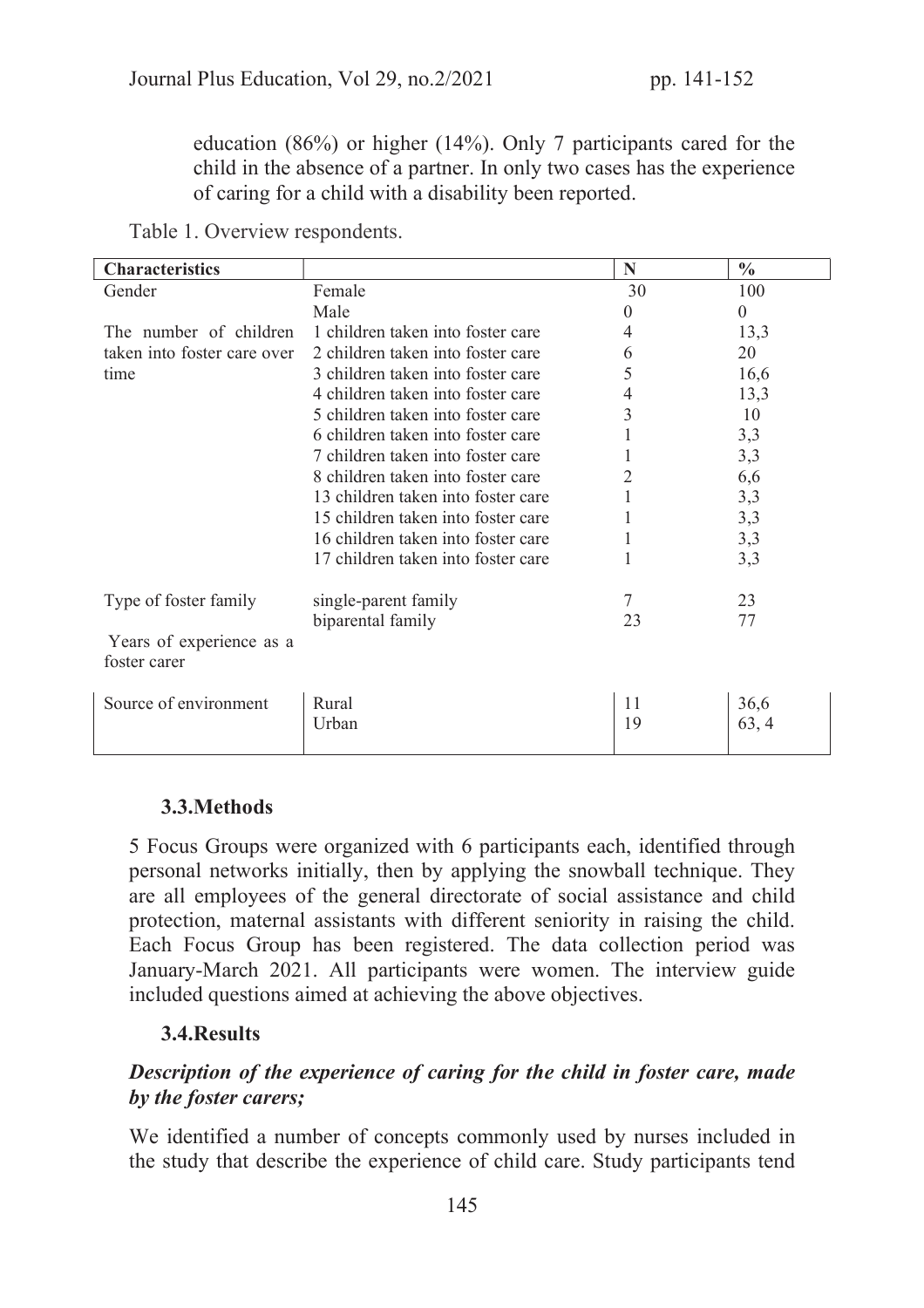education (86%) or higher (14%). Only 7 participants cared for the child in the absence of a partner. In only two cases has the experience of caring for a child with a disability been reported.

Table 1. Overview respondents.

| Characteristics | | N | % |
|---|---|---|---|
| Gender | Female | 30 | 100 |
| | Male | 0 | 0 |
| The number of children taken into foster care over time | 1 children taken into foster care | 4 | 13,3 |
| | 2 children taken into foster care | 6 | 20 |
| | 3 children taken into foster care | 5 | 16,6 |
| | 4 children taken into foster care | 4 | 13,3 |
| | 5 children taken into foster care | 3 | 10 |
| | 6 children taken into foster care | 1 | 3,3 |
| | 7 children taken into foster care | 1 | 3,3 |
| | 8 children taken into foster care | 2 | 6,6 |
| | 13 children taken into foster care | 1 | 3,3 |
| | 15 children taken into foster care | 1 | 3,3 |
| | 16 children taken into foster care | 1 | 3,3 |
| | 17 children taken into foster care | 1 | 3,3 |
| Type of foster family | single-parent family | 7 | 23 |
| | biparental family | 23 | 77 |
| Years of experience as a foster carer | | | |
| Source of environment | Rural | 11 | 36,6 |
| | Urban | 19 | 63, 4 |

### 3.3. Methods

5 Focus Groups were organized with 6 participants each, identified through personal networks initially, then by applying the snowball technique. They are all employees of the general directorate of social assistance and child protection, maternal assistants with different seniority in raising the child. Each Focus Group has been registered. The data collection period was January-March 2021. All participants were women. The interview guide included questions aimed at achieving the above objectives.

### 3.4. Results

***Description of the experience of caring for the child in foster care, made by the foster carers;***

We identified a number of concepts commonly used by nurses included in the study that describe the experience of child care. Study participants tend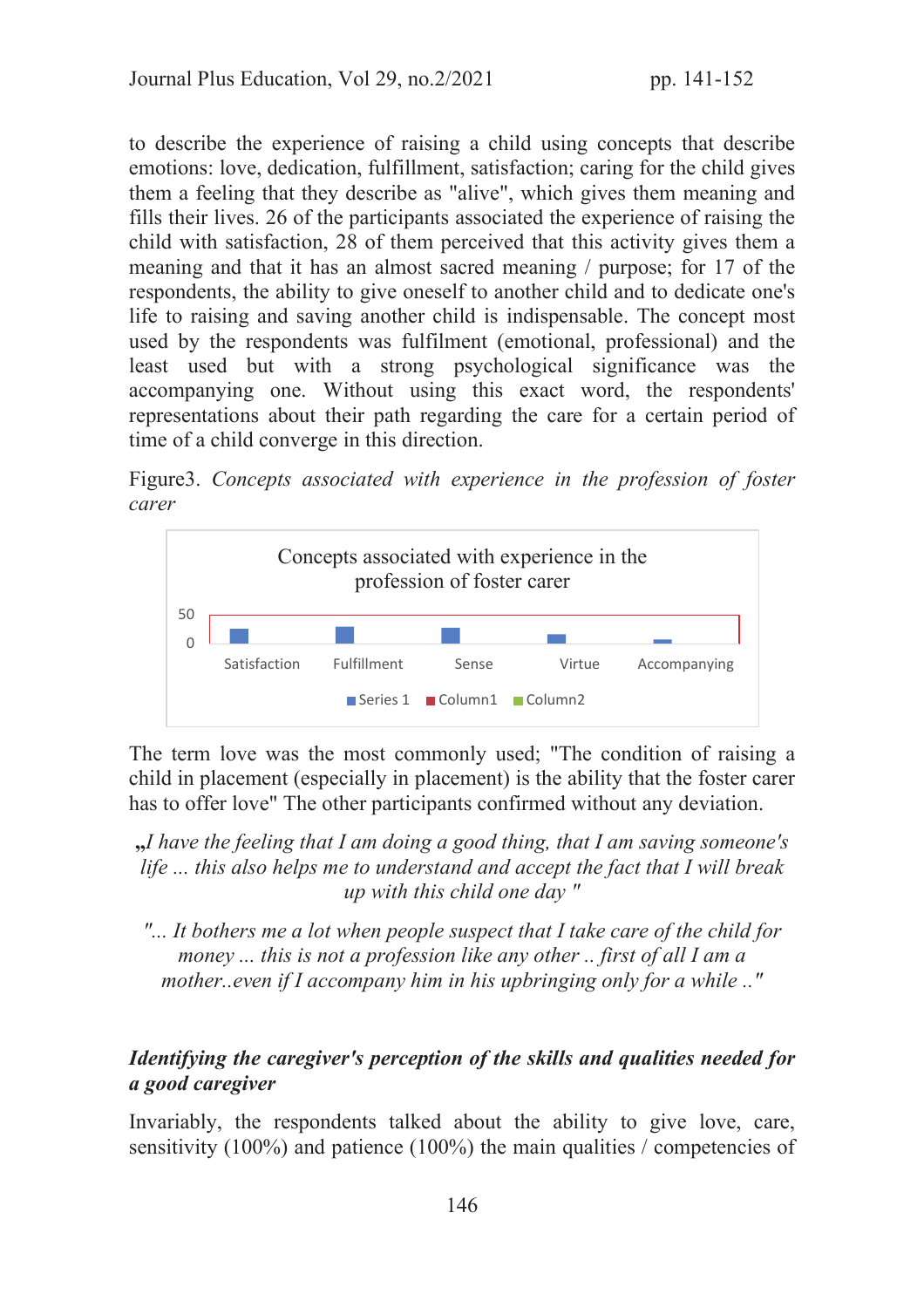to describe the experience of raising a child using concepts that describe emotions: love, dedication, fulfillment, satisfaction; caring for the child gives them a feeling that they describe as "alive", which gives them meaning and fills their lives. 26 of the participants associated the experience of raising the child with satisfaction, 28 of them perceived that this activity gives them a meaning and that it has an almost sacred meaning / purpose; for 17 of the respondents, the ability to give oneself to another child and to dedicate one's life to raising and saving another child is indispensable. The concept most used by the respondents was fulfilment (emotional, professional) and the least used but with a strong psychological significance was the accompanying one. Without using this exact word, the respondents' representations about their path regarding the care for a certain period of time of a child converge in this direction.

Figure3. *Concepts associated with experience in the profession of foster carer*

Concepts associated with experience in the profession of foster carer

50
0

Satisfaction   Fulfillment   Sense   Virtue   Accompanying

Series 1   Column1   Column2

The term love was the most commonly used; "The condition of raising a child in placement (especially in placement) is the ability that the foster carer has to offer love" The other participants confirmed without any deviation.

*„I have the feeling that I am doing a good thing, that I am saving someone's life ... this also helps me to understand and accept the fact that I will break up with this child one day "*

*"... It bothers me a lot when people suspect that I take care of the child for money ... this is not a profession like any other .. first of all I am a mother..even if I accompany him in his upbringing only for a while .."*

### *Identifying the caregiver's perception of the skills and qualities needed for a good caregiver*

Invariably, the respondents talked about the ability to give love, care, sensitivity (100%) and patience (100%) the main qualities / competencies of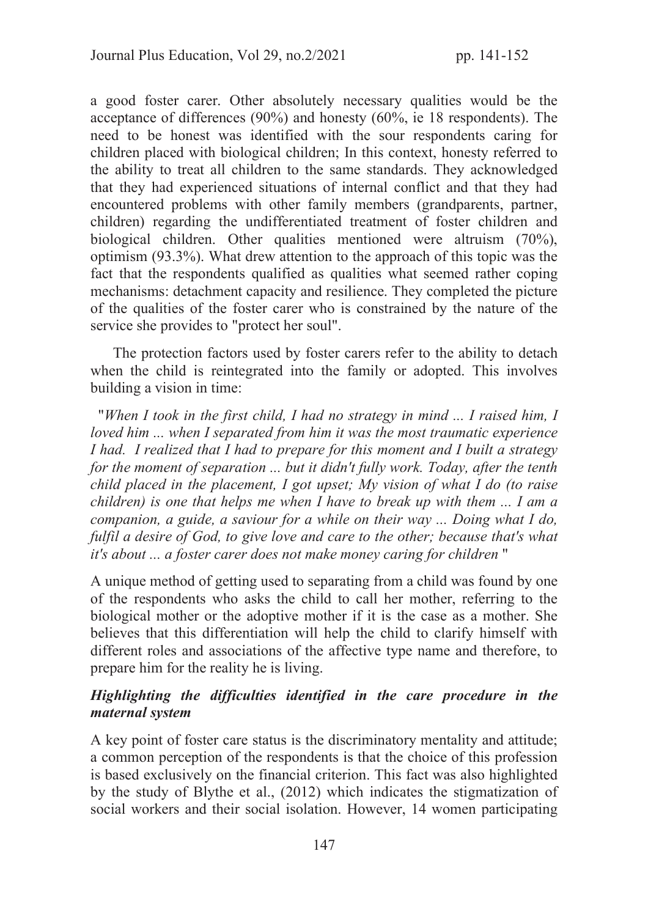a good foster carer. Other absolutely necessary qualities would be the acceptance of differences (90%) and honesty (60%, ie 18 respondents). The need to be honest was identified with the sour respondents caring for children placed with biological children; In this context, honesty referred to the ability to treat all children to the same standards. They acknowledged that they had experienced situations of internal conflict and that they had encountered problems with other family members (grandparents, partner, children) regarding the undifferentiated treatment of foster children and biological children. Other qualities mentioned were altruism (70%), optimism (93.3%). What drew attention to the approach of this topic was the fact that the respondents qualified as qualities what seemed rather coping mechanisms: detachment capacity and resilience. They completed the picture of the qualities of the foster carer who is constrained by the nature of the service she provides to "protect her soul".

The protection factors used by foster carers refer to the ability to detach when the child is reintegrated into the family or adopted. This involves building a vision in time:

"*When I took in the first child, I had no strategy in mind ... I raised him, I loved him ... when I separated from him it was the most traumatic experience I had. I realized that I had to prepare for this moment and I built a strategy for the moment of separation ... but it didn't fully work. Today, after the tenth child placed in the placement, I got upset; My vision of what I do (to raise children) is one that helps me when I have to break up with them ... I am a companion, a guide, a saviour for a while on their way ... Doing what I do, fulfil a desire of God, to give love and care to the other; because that's what it's about ... a foster carer does not make money caring for children* "

A unique method of getting used to separating from a child was found by one of the respondents who asks the child to call her mother, referring to the biological mother or the adoptive mother if it is the case as a mother. She believes that this differentiation will help the child to clarify himself with different roles and associations of the affective type name and therefore, to prepare him for the reality he is living.

### *Highlighting the difficulties identified in the care procedure in the maternal system*

A key point of foster care status is the discriminatory mentality and attitude; a common perception of the respondents is that the choice of this profession is based exclusively on the financial criterion. This fact was also highlighted by the study of Blythe et al., (2012) which indicates the stigmatization of social workers and their social isolation. However, 14 women participating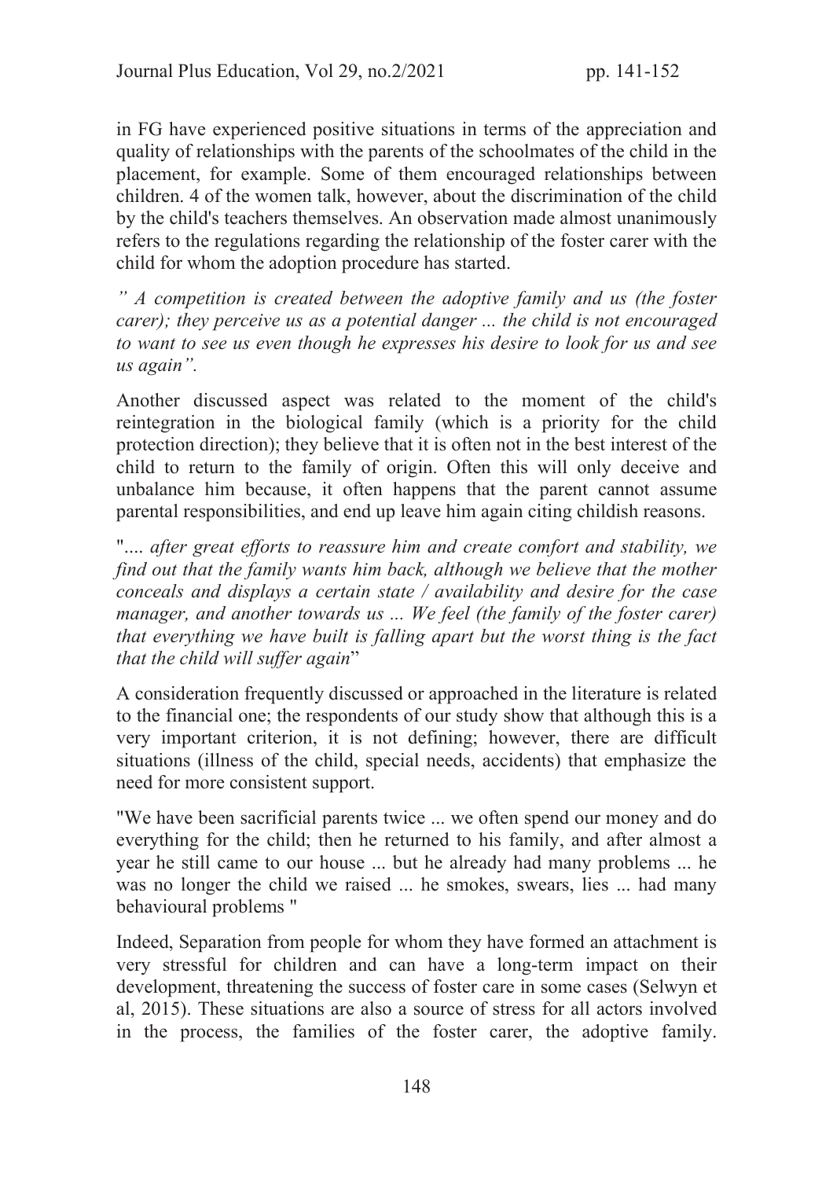in FG have experienced positive situations in terms of the appreciation and quality of relationships with the parents of the schoolmates of the child in the placement, for example. Some of them encouraged relationships between children. 4 of the women talk, however, about the discrimination of the child by the child's teachers themselves. An observation made almost unanimously refers to the regulations regarding the relationship of the foster carer with the child for whom the adoption procedure has started.

*" A competition is created between the adoptive family and us (the foster carer); they perceive us as a potential danger ... the child is not encouraged to want to see us even though he expresses his desire to look for us and see us again".*

Another discussed aspect was related to the moment of the child's reintegration in the biological family (which is a priority for the child protection direction); they believe that it is often not in the best interest of the child to return to the family of origin. Often this will only deceive and unbalance him because, it often happens that the parent cannot assume parental responsibilities, and end up leave him again citing childish reasons.

"*.... after great efforts to reassure him and create comfort and stability, we find out that the family wants him back, although we believe that the mother conceals and displays a certain state / availability and desire for the case manager, and another towards us ... We feel (the family of the foster carer) that everything we have built is falling apart but the worst thing is the fact that the child will suffer again*"

A consideration frequently discussed or approached in the literature is related to the financial one; the respondents of our study show that although this is a very important criterion, it is not defining; however, there are difficult situations (illness of the child, special needs, accidents) that emphasize the need for more consistent support.

"We have been sacrificial parents twice ... we often spend our money and do everything for the child; then he returned to his family, and after almost a year he still came to our house ... but he already had many problems ... he was no longer the child we raised ... he smokes, swears, lies ... had many behavioural problems "

Indeed, Separation from people for whom they have formed an attachment is very stressful for children and can have a long-term impact on their development, threatening the success of foster care in some cases (Selwyn et al, 2015). These situations are also a source of stress for all actors involved in the process, the families of the foster carer, the adoptive family.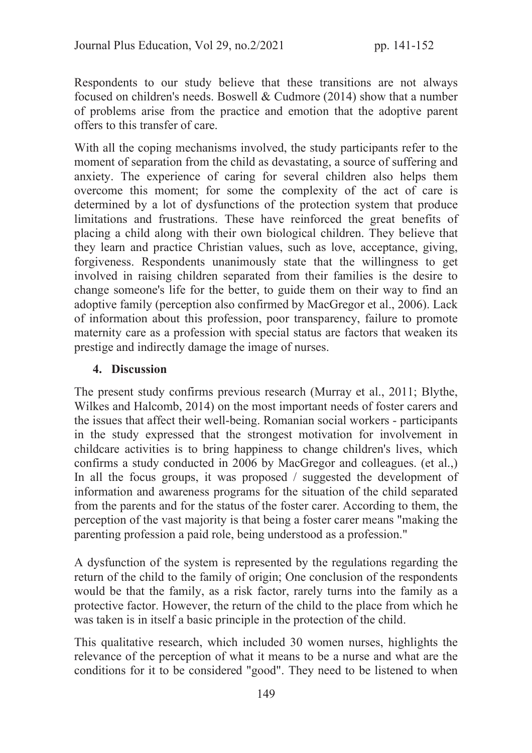Respondents to our study believe that these transitions are not always focused on children's needs. Boswell & Cudmore (2014) show that a number of problems arise from the practice and emotion that the adoptive parent offers to this transfer of care.

With all the coping mechanisms involved, the study participants refer to the moment of separation from the child as devastating, a source of suffering and anxiety. The experience of caring for several children also helps them overcome this moment; for some the complexity of the act of care is determined by a lot of dysfunctions of the protection system that produce limitations and frustrations. These have reinforced the great benefits of placing a child along with their own biological children. They believe that they learn and practice Christian values, such as love, acceptance, giving, forgiveness. Respondents unanimously state that the willingness to get involved in raising children separated from their families is the desire to change someone's life for the better, to guide them on their way to find an adoptive family (perception also confirmed by MacGregor et al., 2006). Lack of information about this profession, poor transparency, failure to promote maternity care as a profession with special status are factors that weaken its prestige and indirectly damage the image of nurses.

## 4. Discussion

The present study confirms previous research (Murray et al., 2011; Blythe, Wilkes and Halcomb, 2014) on the most important needs of foster carers and the issues that affect their well-being. Romanian social workers - participants in the study expressed that the strongest motivation for involvement in childcare activities is to bring happiness to change children's lives, which confirms a study conducted in 2006 by MacGregor and colleagues. (et al.,) In all the focus groups, it was proposed / suggested the development of information and awareness programs for the situation of the child separated from the parents and for the status of the foster carer. According to them, the perception of the vast majority is that being a foster carer means "making the parenting profession a paid role, being understood as a profession."

A dysfunction of the system is represented by the regulations regarding the return of the child to the family of origin; One conclusion of the respondents would be that the family, as a risk factor, rarely turns into the family as a protective factor. However, the return of the child to the place from which he was taken is in itself a basic principle in the protection of the child.

This qualitative research, which included 30 women nurses, highlights the relevance of the perception of what it means to be a nurse and what are the conditions for it to be considered "good". They need to be listened to when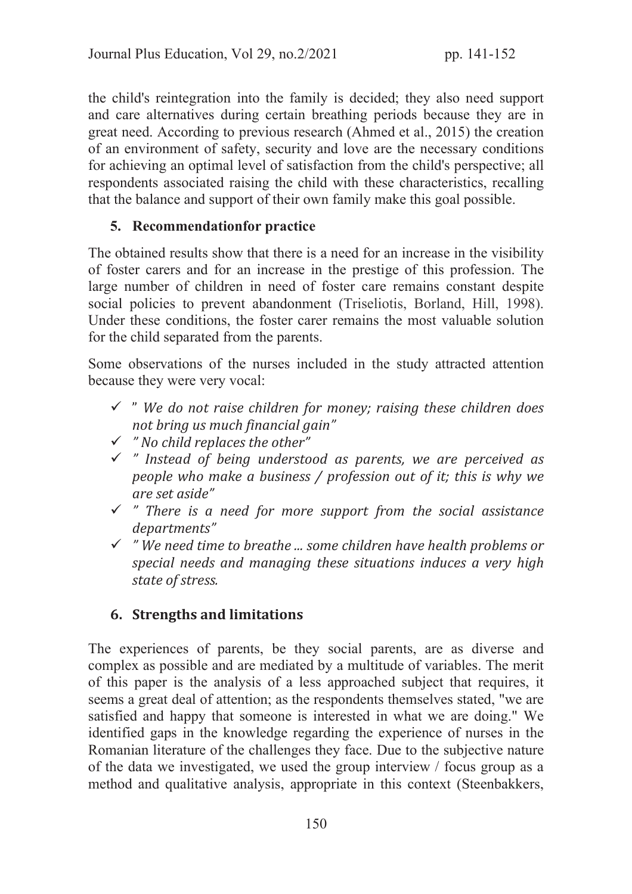the child's reintegration into the family is decided; they also need support and care alternatives during certain breathing periods because they are in great need. According to previous research (Ahmed et al., 2015) the creation of an environment of safety, security and love are the necessary conditions for achieving an optimal level of satisfaction from the child's perspective; all respondents associated raising the child with these characteristics, recalling that the balance and support of their own family make this goal possible.

## 5. Recommendationfor practice

The obtained results show that there is a need for an increase in the visibility of foster carers and for an increase in the prestige of this profession. The large number of children in need of foster care remains constant despite social policies to prevent abandonment (Triseliotis, Borland, Hill, 1998). Under these conditions, the foster carer remains the most valuable solution for the child separated from the parents.

Some observations of the nurses included in the study attracted attention because they were very vocal:

- ✓ *" We do not raise children for money; raising these children does not bring us much financial gain"*
- ✓ *" No child replaces the other"*
- ✓ *" Instead of being understood as parents, we are perceived as people who make a business / profession out of it; this is why we are set aside"*
- ✓ *" There is a need for more support from the social assistance departments"*
- ✓ *" We need time to breathe ... some children have health problems or special needs and managing these situations induces a very high state of stress.*

## 6. Strengths and limitations

The experiences of parents, be they social parents, are as diverse and complex as possible and are mediated by a multitude of variables. The merit of this paper is the analysis of a less approached subject that requires, it seems a great deal of attention; as the respondents themselves stated, "we are satisfied and happy that someone is interested in what we are doing." We identified gaps in the knowledge regarding the experience of nurses in the Romanian literature of the challenges they face. Due to the subjective nature of the data we investigated, we used the group interview / focus group as a method and qualitative analysis, appropriate in this context (Steenbakkers,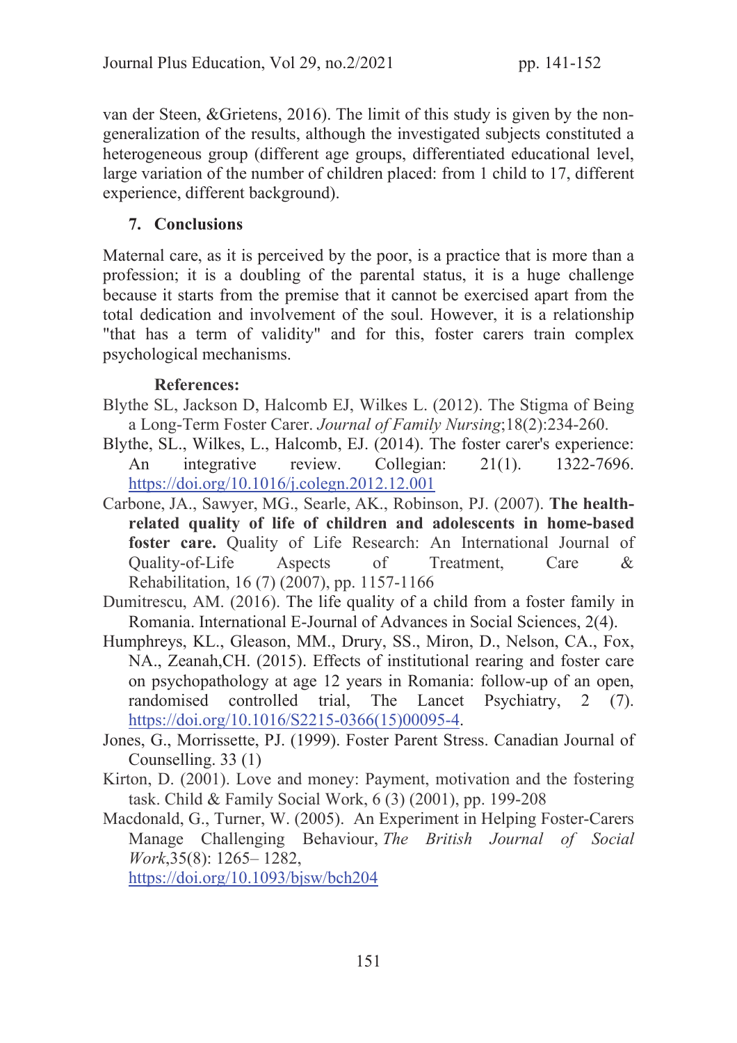van der Steen, &Grietens, 2016). The limit of this study is given by the non-generalization of the results, although the investigated subjects constituted a heterogeneous group (different age groups, differentiated educational level, large variation of the number of children placed: from 1 child to 17, different experience, different background).

## 7. Conclusions

Maternal care, as it is perceived by the poor, is a practice that is more than a profession; it is a doubling of the parental status, it is a huge challenge because it starts from the premise that it cannot be exercised apart from the total dedication and involvement of the soul. However, it is a relationship "that has a term of validity" and for this, foster carers train complex psychological mechanisms.

**References:**

Blythe SL, Jackson D, Halcomb EJ, Wilkes L. (2012). The Stigma of Being a Long-Term Foster Carer. *Journal of Family Nursing*;18(2):234-260.

Blythe, SL., Wilkes, L., Halcomb, EJ. (2014). The foster carer's experience: An integrative review. Collegian: 21(1). 1322-7696. https://doi.org/10.1016/j.colegn.2012.12.001

Carbone, JA., Sawyer, MG., Searle, AK., Robinson, PJ. (2007). **The health-related quality of life of children and adolescents in home-based foster care.** Quality of Life Research: An International Journal of Quality-of-Life Aspects of Treatment, Care & Rehabilitation, 16 (7) (2007), pp. 1157-1166

Dumitrescu, AM. (2016). The life quality of a child from a foster family in Romania. International E-Journal of Advances in Social Sciences, 2(4).

Humphreys, KL., Gleason, MM., Drury, SS., Miron, D., Nelson, CA., Fox, NA., Zeanah,CH. (2015). Effects of institutional rearing and foster care on psychopathology at age 12 years in Romania: follow-up of an open, randomised controlled trial, The Lancet Psychiatry, 2 (7). https://doi.org/10.1016/S2215-0366(15)00095-4.

Jones, G., Morrissette, PJ. (1999). Foster Parent Stress. Canadian Journal of Counselling. 33 (1)

Kirton, D. (2001). Love and money: Payment, motivation and the fostering task. Child & Family Social Work, 6 (3) (2001), pp. 199-208

Macdonald, G., Turner, W. (2005). An Experiment in Helping Foster-Carers Manage Challenging Behaviour, *The British Journal of Social Work*,35(8): 1265– 1282, https://doi.org/10.1093/bjsw/bch204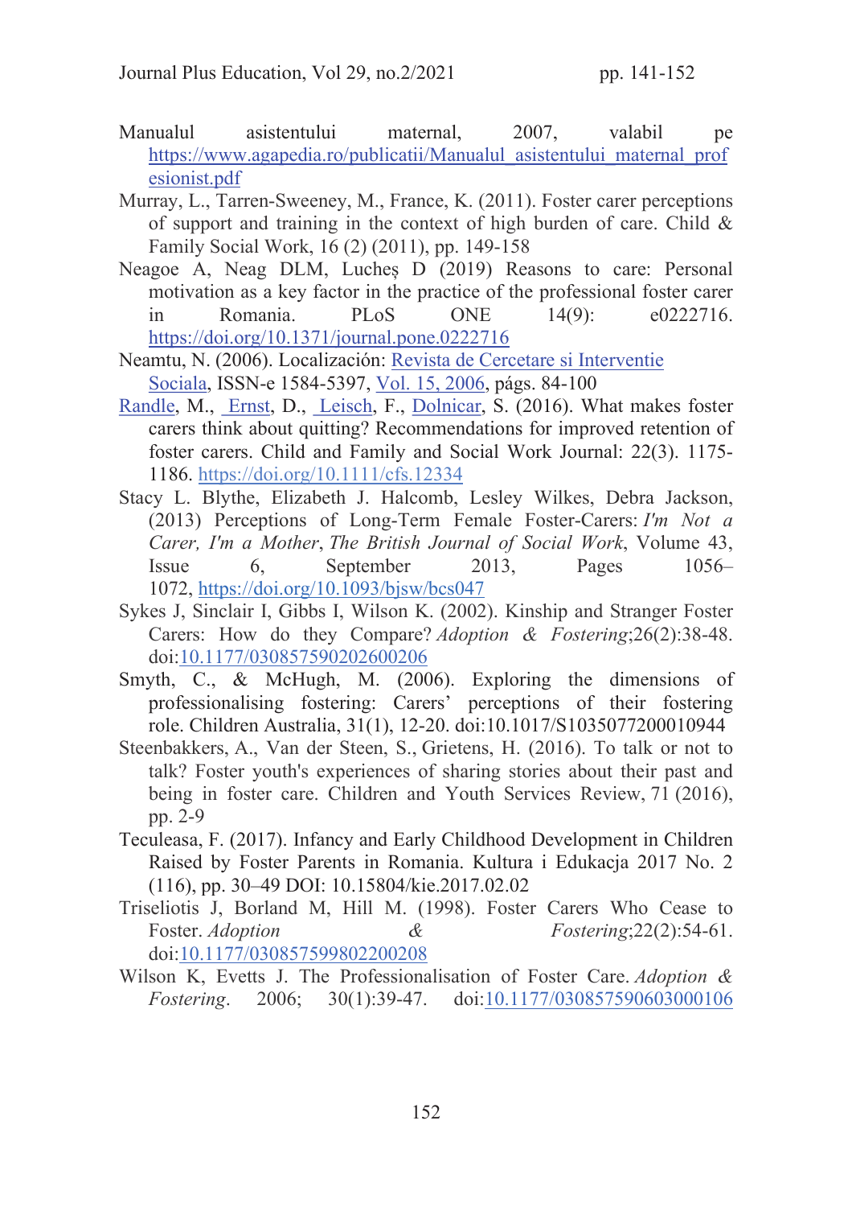Manualul asistentului maternal, 2007, valabil pe https://www.agapedia.ro/publicatii/Manualul_asistentului_maternal_profesionist.pdf

Murray, L., Tarren-Sweeney, M., France, K. (2011). Foster carer perceptions of support and training in the context of high burden of care. Child & Family Social Work, 16 (2) (2011), pp. 149-158

Neagoe A, Neag DLM, Lucheș D (2019) Reasons to care: Personal motivation as a key factor in the practice of the professional foster carer in Romania. PLoS ONE 14(9): e0222716. https://doi.org/10.1371/journal.pone.0222716

Neamtu, N. (2006). Localización: Revista de Cercetare si Interventie Sociala, ISSN-e 1584-5397, Vol. 15, 2006, págs. 84-100

Randle, M., Ernst, D., Leisch, F., Dolnicar, S. (2016). What makes foster carers think about quitting? Recommendations for improved retention of foster carers. Child and Family and Social Work Journal: 22(3). 1175-1186. https://doi.org/10.1111/cfs.12334

Stacy L. Blythe, Elizabeth J. Halcomb, Lesley Wilkes, Debra Jackson, (2013) Perceptions of Long-Term Female Foster-Carers: *I'm Not a Carer, I'm a Mother*, *The British Journal of Social Work*, Volume 43, Issue 6, September 2013, Pages 1056–1072, https://doi.org/10.1093/bjsw/bcs047

Sykes J, Sinclair I, Gibbs I, Wilson K. (2002). Kinship and Stranger Foster Carers: How do they Compare? *Adoption & Fostering*;26(2):38-48. doi:10.1177/030857590202600206

Smyth, C., & McHugh, M. (2006). Exploring the dimensions of professionalising fostering: Carers' perceptions of their fostering role. Children Australia, 31(1), 12-20. doi:10.1017/S1035077200010944

Steenbakkers, A., Van der Steen, S., Grietens, H. (2016). To talk or not to talk? Foster youth's experiences of sharing stories about their past and being in foster care. Children and Youth Services Review, 71 (2016), pp. 2-9

Teculeasa, F. (2017). Infancy and Early Childhood Development in Children Raised by Foster Parents in Romania. Kultura i Edukacja 2017 No. 2 (116), pp. 30–49 DOI: 10.15804/kie.2017.02.02

Triseliotis J, Borland M, Hill M. (1998). Foster Carers Who Cease to Foster. *Adoption & Fostering*;22(2):54-61. doi:10.1177/030857599802200208

Wilson K, Evetts J. The Professionalisation of Foster Care. *Adoption & Fostering*. 2006; 30(1):39-47. doi:10.1177/030857590603000106